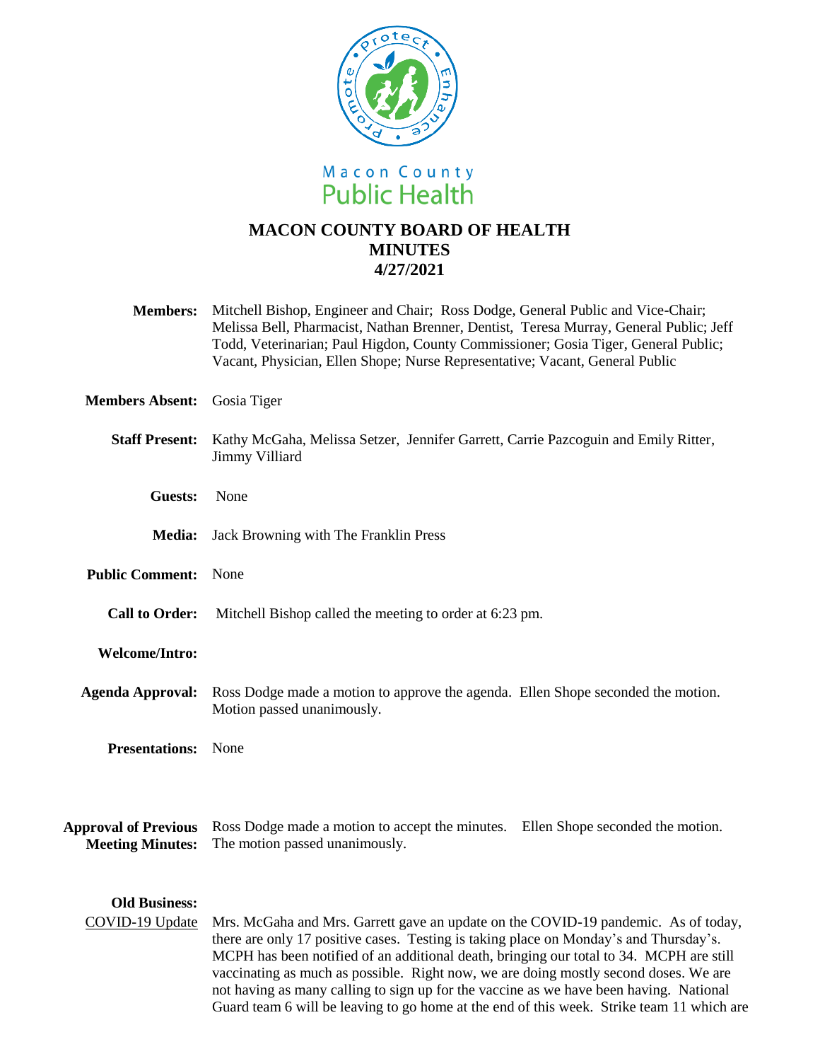Macon County
Public Health

# MACON COUNTY BOARD OF HEALTH
## MINUTES
## 4/27/2021

**Members:** Mitchell Bishop, Engineer and Chair; Ross Dodge, General Public and Vice-Chair; Melissa Bell, Pharmacist, Nathan Brenner, Dentist, Teresa Murray, General Public; Jeff Todd, Veterinarian; Paul Higdon, County Commissioner; Gosia Tiger, General Public; Vacant, Physician, Ellen Shope; Nurse Representative; Vacant, General Public

**Members Absent:** Gosia Tiger

**Staff Present:** Kathy McGaha, Melissa Setzer, Jennifer Garrett, Carrie Pazcoguin and Emily Ritter, Jimmy Villiard

**Guests:** None

**Media:** Jack Browning with The Franklin Press

**Public Comment:** None

**Call to Order:** Mitchell Bishop called the meeting to order at 6:23 pm.

**Welcome/Intro:**

**Agenda Approval:** Ross Dodge made a motion to approve the agenda. Ellen Shope seconded the motion. Motion passed unanimously.

**Presentations:** None

**Approval of Previous Meeting Minutes:** Ross Dodge made a motion to accept the minutes. Ellen Shope seconded the motion. The motion passed unanimously.

**Old Business:**

COVID-19 Update: Mrs. McGaha and Mrs. Garrett gave an update on the COVID-19 pandemic. As of today, there are only 17 positive cases. Testing is taking place on Monday's and Thursday's. MCPH has been notified of an additional death, bringing our total to 34. MCPH are still vaccinating as much as possible. Right now, we are doing mostly second doses. We are not having as many calling to sign up for the vaccine as we have been having. National Guard team 6 will be leaving to go home at the end of this week. Strike team 11 which are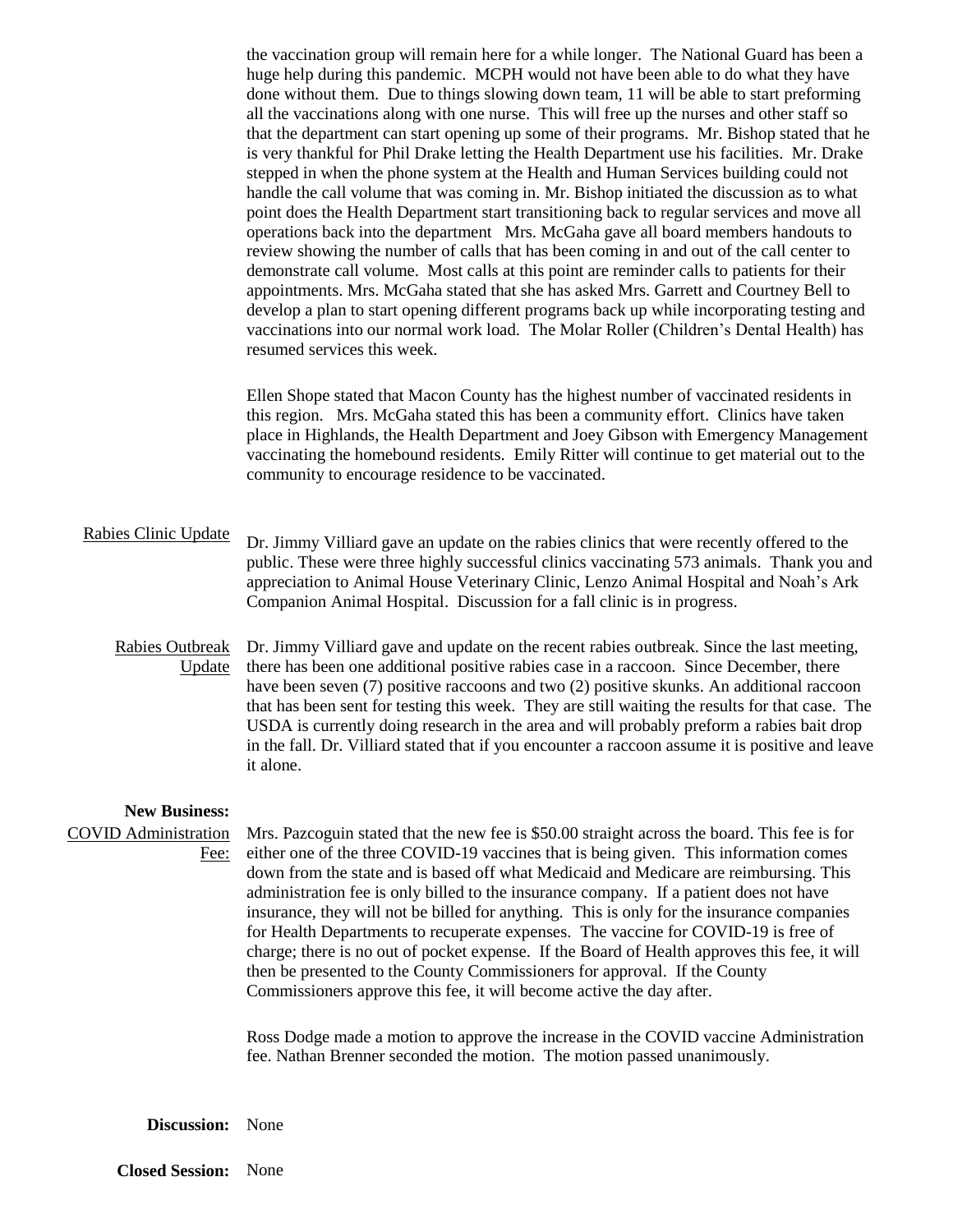the vaccination group will remain here for a while longer. The National Guard has been a huge help during this pandemic. MCPH would not have been able to do what they have done without them. Due to things slowing down team, 11 will be able to start preforming all the vaccinations along with one nurse. This will free up the nurses and other staff so that the department can start opening up some of their programs. Mr. Bishop stated that he is very thankful for Phil Drake letting the Health Department use his facilities. Mr. Drake stepped in when the phone system at the Health and Human Services building could not handle the call volume that was coming in. Mr. Bishop initiated the discussion as to what point does the Health Department start transitioning back to regular services and move all operations back into the department Mrs. McGaha gave all board members handouts to review showing the number of calls that has been coming in and out of the call center to demonstrate call volume. Most calls at this point are reminder calls to patients for their appointments. Mrs. McGaha stated that she has asked Mrs. Garrett and Courtney Bell to develop a plan to start opening different programs back up while incorporating testing and vaccinations into our normal work load. The Molar Roller (Children's Dental Health) has resumed services this week.

Ellen Shope stated that Macon County has the highest number of vaccinated residents in this region. Mrs. McGaha stated this has been a community effort. Clinics have taken place in Highlands, the Health Department and Joey Gibson with Emergency Management vaccinating the homebound residents. Emily Ritter will continue to get material out to the community to encourage residence to be vaccinated.

Rabies Clinic Update

Dr. Jimmy Villiard gave an update on the rabies clinics that were recently offered to the public. These were three highly successful clinics vaccinating 573 animals. Thank you and appreciation to Animal House Veterinary Clinic, Lenzo Animal Hospital and Noah's Ark Companion Animal Hospital. Discussion for a fall clinic is in progress.

Rabies Outbreak Update

Dr. Jimmy Villiard gave and update on the recent rabies outbreak. Since the last meeting, there has been one additional positive rabies case in a raccoon. Since December, there have been seven (7) positive raccoons and two (2) positive skunks. An additional raccoon that has been sent for testing this week. They are still waiting the results for that case. The USDA is currently doing research in the area and will probably preform a rabies bait drop in the fall. Dr. Villiard stated that if you encounter a raccoon assume it is positive and leave it alone.

**New Business:**

COVID Administration Fee:

Mrs. Pazcoguin stated that the new fee is $50.00 straight across the board. This fee is for either one of the three COVID-19 vaccines that is being given. This information comes down from the state and is based off what Medicaid and Medicare are reimbursing. This administration fee is only billed to the insurance company. If a patient does not have insurance, they will not be billed for anything. This is only for the insurance companies for Health Departments to recuperate expenses. The vaccine for COVID-19 is free of charge; there is no out of pocket expense. If the Board of Health approves this fee, it will then be presented to the County Commissioners for approval. If the County Commissioners approve this fee, it will become active the day after.

Ross Dodge made a motion to approve the increase in the COVID vaccine Administration fee. Nathan Brenner seconded the motion. The motion passed unanimously.

**Discussion:** None

**Closed Session:** None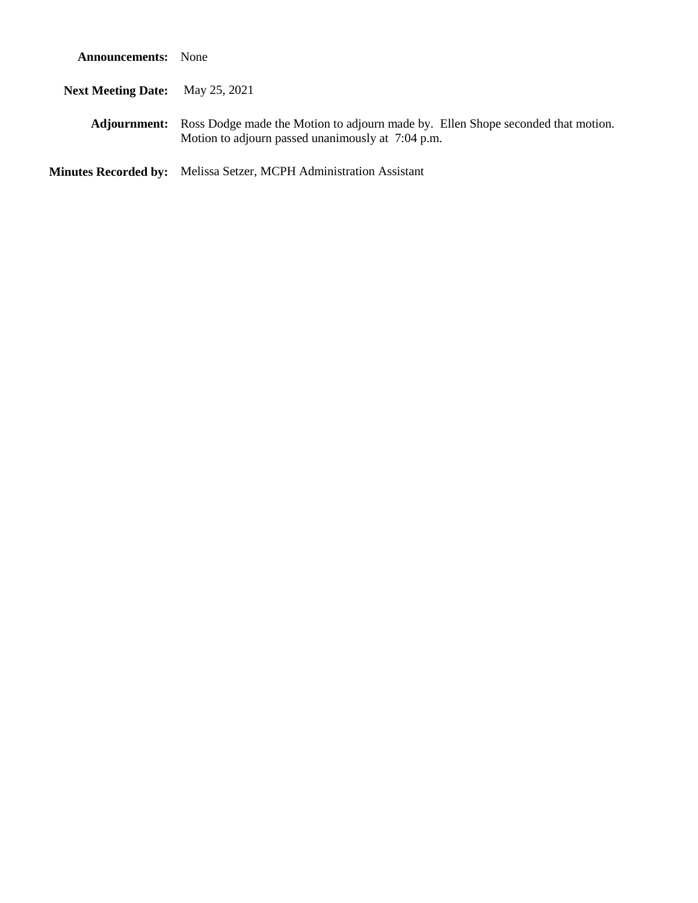**Announcements:** None

**Next Meeting Date:** May 25, 2021

**Adjournment:** Ross Dodge made the Motion to adjourn made by. Ellen Shope seconded that motion. Motion to adjourn passed unanimously at 7:04 p.m.

**Minutes Recorded by:** Melissa Setzer, MCPH Administration Assistant